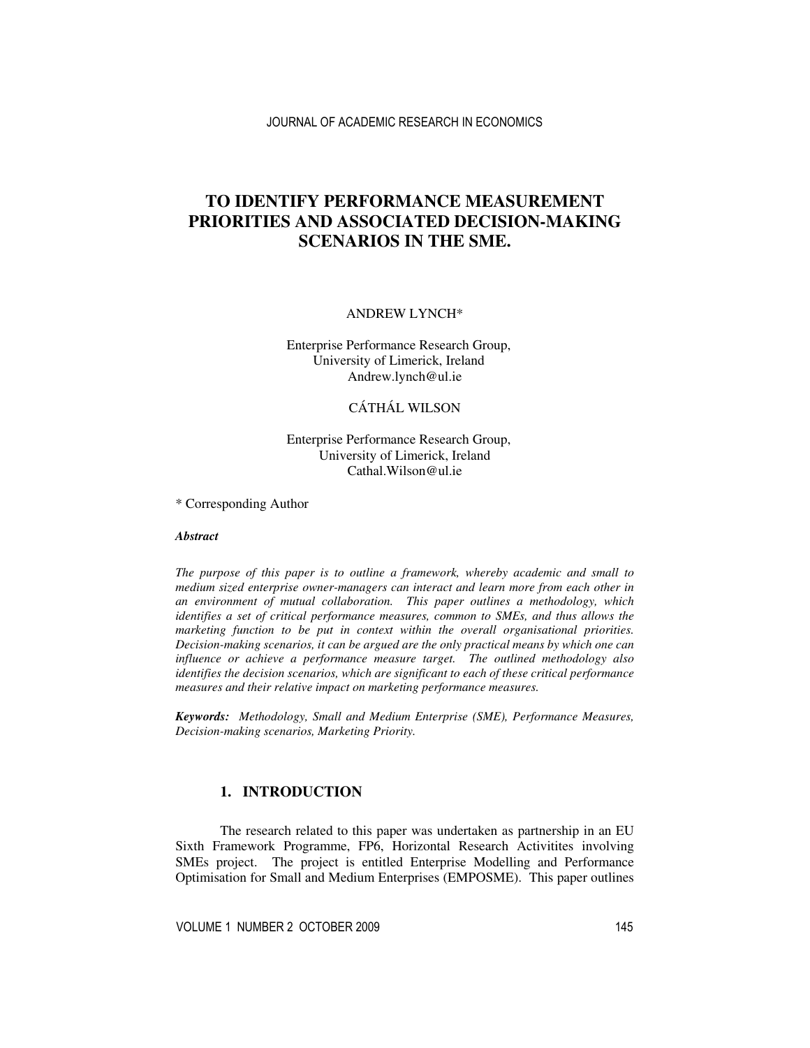# TO IDENTIFY PERFORMANCE MEASUREMENT PRIORITIES AND ASSOCIATED DECISION-MAKING SCENARIOS IN THE SME.

ANDREW LYNCH*

Enterprise Performance Research Group,
University of Limerick, Ireland
Andrew.lynch@ul.ie

CÁTHÁL WILSON

Enterprise Performance Research Group,
University of Limerick, Ireland
Cathal.Wilson@ul.ie

\* Corresponding Author

***Abstract***

*The purpose of this paper is to outline a framework, whereby academic and small to medium sized enterprise owner-managers can interact and learn more from each other in an environment of mutual collaboration. This paper outlines a methodology, which identifies a set of critical performance measures, common to SMEs, and thus allows the marketing function to be put in context within the overall organisational priorities. Decision-making scenarios, it can be argued are the only practical means by which one can influence or achieve a performance measure target. The outlined methodology also identifies the decision scenarios, which are significant to each of these critical performance measures and their relative impact on marketing performance measures.*

***Keywords:*** *Methodology, Small and Medium Enterprise (SME), Performance Measures, Decision-making scenarios, Marketing Priority.*

## 1. INTRODUCTION

The research related to this paper was undertaken as partnership in an EU Sixth Framework Programme, FP6, Horizontal Research Activitites involving SMEs project. The project is entitled Enterprise Modelling and Performance Optimisation for Small and Medium Enterprises (EMPOSME). This paper outlines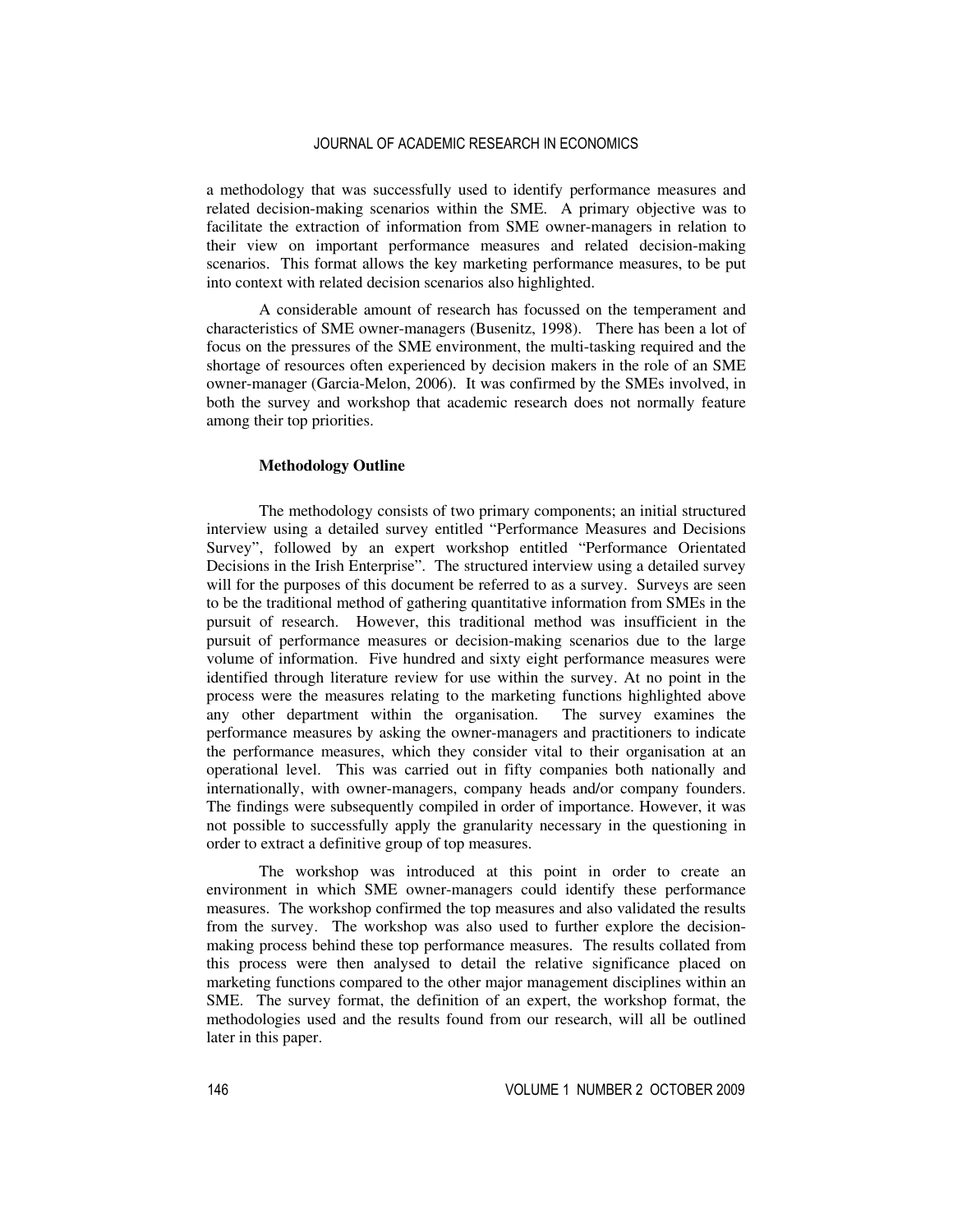a methodology that was successfully used to identify performance measures and related decision-making scenarios within the SME. A primary objective was to facilitate the extraction of information from SME owner-managers in relation to their view on important performance measures and related decision-making scenarios. This format allows the key marketing performance measures, to be put into context with related decision scenarios also highlighted.

A considerable amount of research has focussed on the temperament and characteristics of SME owner-managers (Busenitz, 1998). There has been a lot of focus on the pressures of the SME environment, the multi-tasking required and the shortage of resources often experienced by decision makers in the role of an SME owner-manager (Garcia-Melon, 2006). It was confirmed by the SMEs involved, in both the survey and workshop that academic research does not normally feature among their top priorities.

**Methodology Outline**

The methodology consists of two primary components; an initial structured interview using a detailed survey entitled "Performance Measures and Decisions Survey", followed by an expert workshop entitled "Performance Orientated Decisions in the Irish Enterprise". The structured interview using a detailed survey will for the purposes of this document be referred to as a survey. Surveys are seen to be the traditional method of gathering quantitative information from SMEs in the pursuit of research. However, this traditional method was insufficient in the pursuit of performance measures or decision-making scenarios due to the large volume of information. Five hundred and sixty eight performance measures were identified through literature review for use within the survey. At no point in the process were the measures relating to the marketing functions highlighted above any other department within the organisation. The survey examines the performance measures by asking the owner-managers and practitioners to indicate the performance measures, which they consider vital to their organisation at an operational level. This was carried out in fifty companies both nationally and internationally, with owner-managers, company heads and/or company founders. The findings were subsequently compiled in order of importance. However, it was not possible to successfully apply the granularity necessary in the questioning in order to extract a definitive group of top measures.

The workshop was introduced at this point in order to create an environment in which SME owner-managers could identify these performance measures. The workshop confirmed the top measures and also validated the results from the survey. The workshop was also used to further explore the decision-making process behind these top performance measures. The results collated from this process were then analysed to detail the relative significance placed on marketing functions compared to the other major management disciplines within an SME. The survey format, the definition of an expert, the workshop format, the methodologies used and the results found from our research, will all be outlined later in this paper.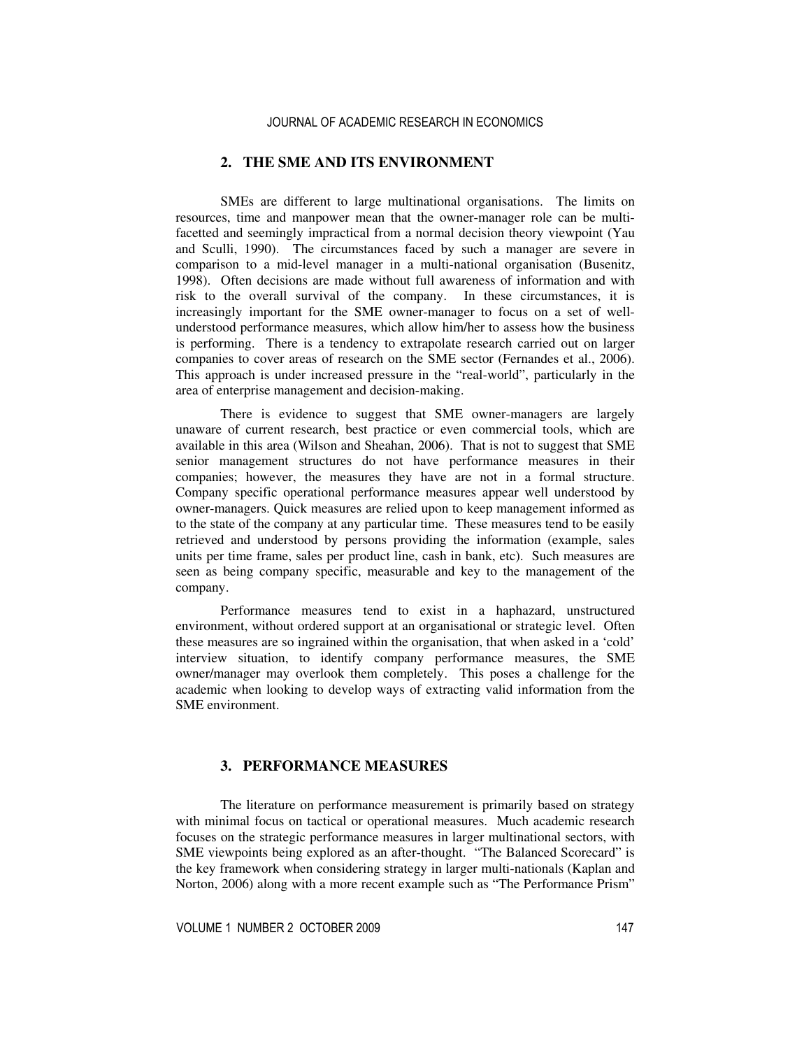## 2. THE SME AND ITS ENVIRONMENT

SMEs are different to large multinational organisations. The limits on resources, time and manpower mean that the owner-manager role can be multi-facetted and seemingly impractical from a normal decision theory viewpoint (Yau and Sculli, 1990). The circumstances faced by such a manager are severe in comparison to a mid-level manager in a multi-national organisation (Busenitz, 1998). Often decisions are made without full awareness of information and with risk to the overall survival of the company. In these circumstances, it is increasingly important for the SME owner-manager to focus on a set of well-understood performance measures, which allow him/her to assess how the business is performing. There is a tendency to extrapolate research carried out on larger companies to cover areas of research on the SME sector (Fernandes et al., 2006). This approach is under increased pressure in the "real-world", particularly in the area of enterprise management and decision-making.

There is evidence to suggest that SME owner-managers are largely unaware of current research, best practice or even commercial tools, which are available in this area (Wilson and Sheahan, 2006). That is not to suggest that SME senior management structures do not have performance measures in their companies; however, the measures they have are not in a formal structure. Company specific operational performance measures appear well understood by owner-managers. Quick measures are relied upon to keep management informed as to the state of the company at any particular time. These measures tend to be easily retrieved and understood by persons providing the information (example, sales units per time frame, sales per product line, cash in bank, etc). Such measures are seen as being company specific, measurable and key to the management of the company.

Performance measures tend to exist in a haphazard, unstructured environment, without ordered support at an organisational or strategic level. Often these measures are so ingrained within the organisation, that when asked in a 'cold' interview situation, to identify company performance measures, the SME owner/manager may overlook them completely. This poses a challenge for the academic when looking to develop ways of extracting valid information from the SME environment.

## 3. PERFORMANCE MEASURES

The literature on performance measurement is primarily based on strategy with minimal focus on tactical or operational measures. Much academic research focuses on the strategic performance measures in larger multinational sectors, with SME viewpoints being explored as an after-thought. "The Balanced Scorecard" is the key framework when considering strategy in larger multi-nationals (Kaplan and Norton, 2006) along with a more recent example such as "The Performance Prism"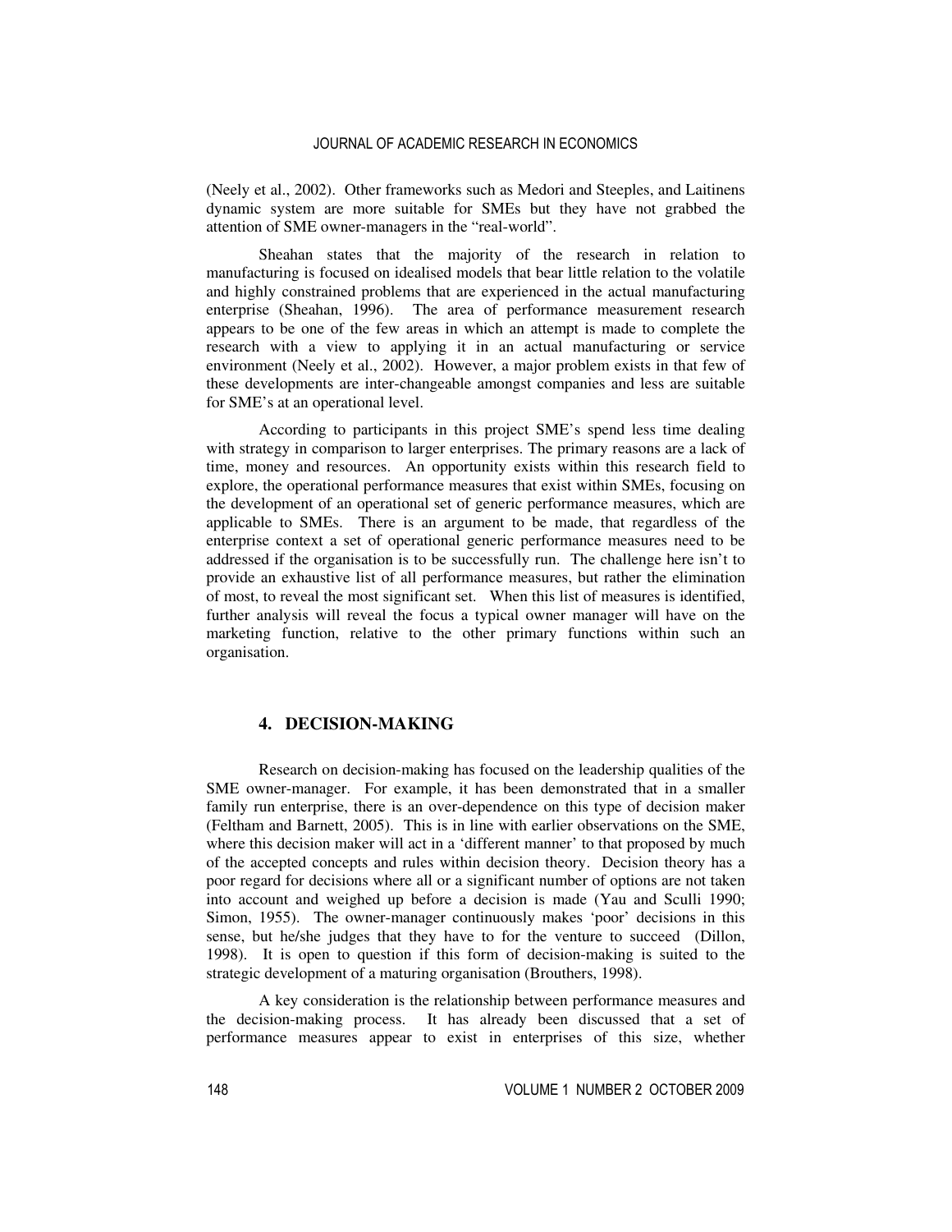(Neely et al., 2002). Other frameworks such as Medori and Steeples, and Laitinens dynamic system are more suitable for SMEs but they have not grabbed the attention of SME owner-managers in the "real-world".

Sheahan states that the majority of the research in relation to manufacturing is focused on idealised models that bear little relation to the volatile and highly constrained problems that are experienced in the actual manufacturing enterprise (Sheahan, 1996). The area of performance measurement research appears to be one of the few areas in which an attempt is made to complete the research with a view to applying it in an actual manufacturing or service environment (Neely et al., 2002). However, a major problem exists in that few of these developments are inter-changeable amongst companies and less are suitable for SME's at an operational level.

According to participants in this project SME's spend less time dealing with strategy in comparison to larger enterprises. The primary reasons are a lack of time, money and resources. An opportunity exists within this research field to explore, the operational performance measures that exist within SMEs, focusing on the development of an operational set of generic performance measures, which are applicable to SMEs. There is an argument to be made, that regardless of the enterprise context a set of operational generic performance measures need to be addressed if the organisation is to be successfully run. The challenge here isn't to provide an exhaustive list of all performance measures, but rather the elimination of most, to reveal the most significant set. When this list of measures is identified, further analysis will reveal the focus a typical owner manager will have on the marketing function, relative to the other primary functions within such an organisation.

## 4. DECISION-MAKING

Research on decision-making has focused on the leadership qualities of the SME owner-manager. For example, it has been demonstrated that in a smaller family run enterprise, there is an over-dependence on this type of decision maker (Feltham and Barnett, 2005). This is in line with earlier observations on the SME, where this decision maker will act in a 'different manner' to that proposed by much of the accepted concepts and rules within decision theory. Decision theory has a poor regard for decisions where all or a significant number of options are not taken into account and weighed up before a decision is made (Yau and Sculli 1990; Simon, 1955). The owner-manager continuously makes 'poor' decisions in this sense, but he/she judges that they have to for the venture to succeed (Dillon, 1998). It is open to question if this form of decision-making is suited to the strategic development of a maturing organisation (Brouthers, 1998).

A key consideration is the relationship between performance measures and the decision-making process. It has already been discussed that a set of performance measures appear to exist in enterprises of this size, whether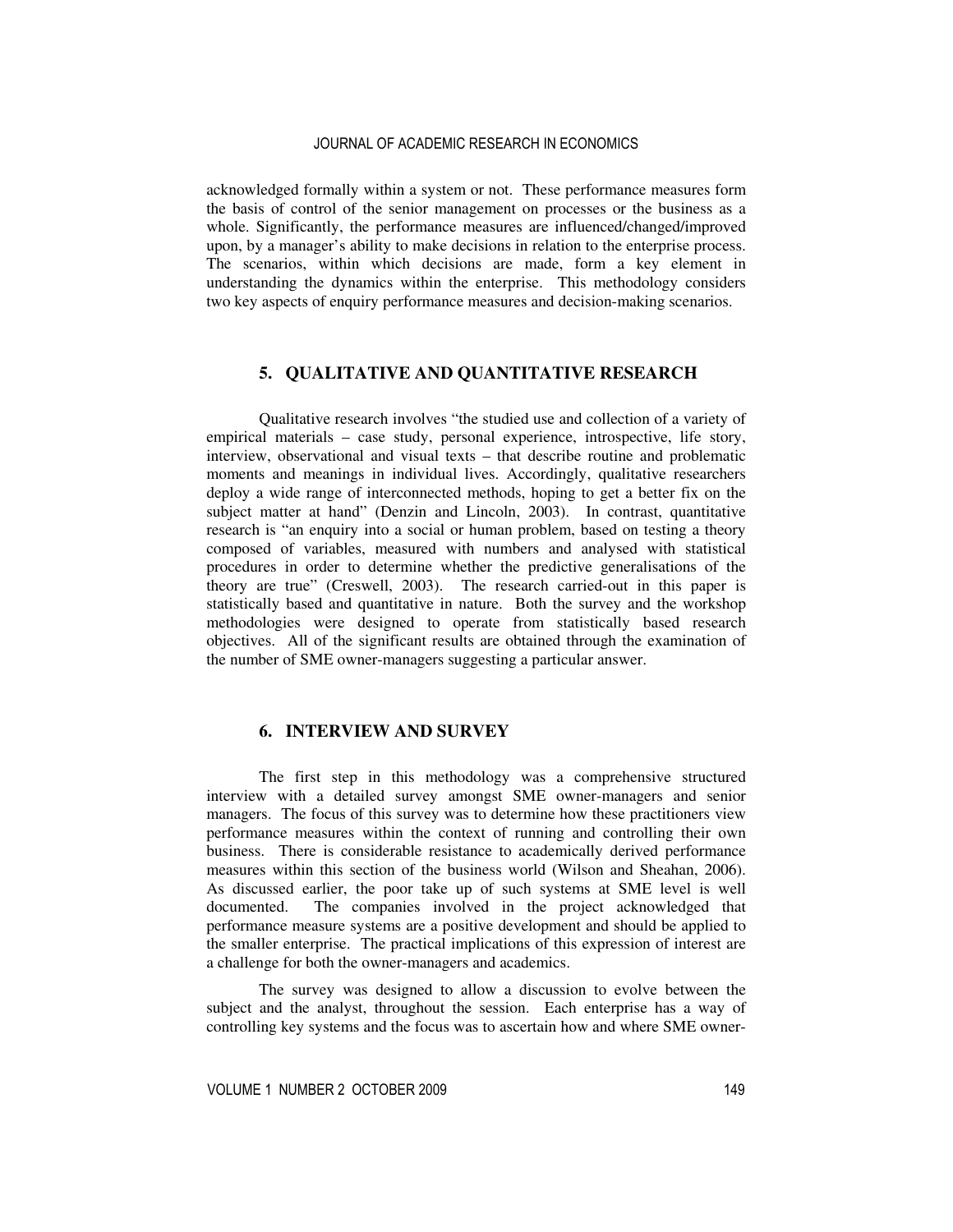acknowledged formally within a system or not. These performance measures form the basis of control of the senior management on processes or the business as a whole. Significantly, the performance measures are influenced/changed/improved upon, by a manager's ability to make decisions in relation to the enterprise process. The scenarios, within which decisions are made, form a key element in understanding the dynamics within the enterprise. This methodology considers two key aspects of enquiry performance measures and decision-making scenarios.

## 5. QUALITATIVE AND QUANTITATIVE RESEARCH

Qualitative research involves "the studied use and collection of a variety of empirical materials – case study, personal experience, introspective, life story, interview, observational and visual texts – that describe routine and problematic moments and meanings in individual lives. Accordingly, qualitative researchers deploy a wide range of interconnected methods, hoping to get a better fix on the subject matter at hand" (Denzin and Lincoln, 2003). In contrast, quantitative research is "an enquiry into a social or human problem, based on testing a theory composed of variables, measured with numbers and analysed with statistical procedures in order to determine whether the predictive generalisations of the theory are true" (Creswell, 2003). The research carried-out in this paper is statistically based and quantitative in nature. Both the survey and the workshop methodologies were designed to operate from statistically based research objectives. All of the significant results are obtained through the examination of the number of SME owner-managers suggesting a particular answer.

## 6. INTERVIEW AND SURVEY

The first step in this methodology was a comprehensive structured interview with a detailed survey amongst SME owner-managers and senior managers. The focus of this survey was to determine how these practitioners view performance measures within the context of running and controlling their own business. There is considerable resistance to academically derived performance measures within this section of the business world (Wilson and Sheahan, 2006). As discussed earlier, the poor take up of such systems at SME level is well documented. The companies involved in the project acknowledged that performance measure systems are a positive development and should be applied to the smaller enterprise. The practical implications of this expression of interest are a challenge for both the owner-managers and academics.

The survey was designed to allow a discussion to evolve between the subject and the analyst, throughout the session. Each enterprise has a way of controlling key systems and the focus was to ascertain how and where SME owner-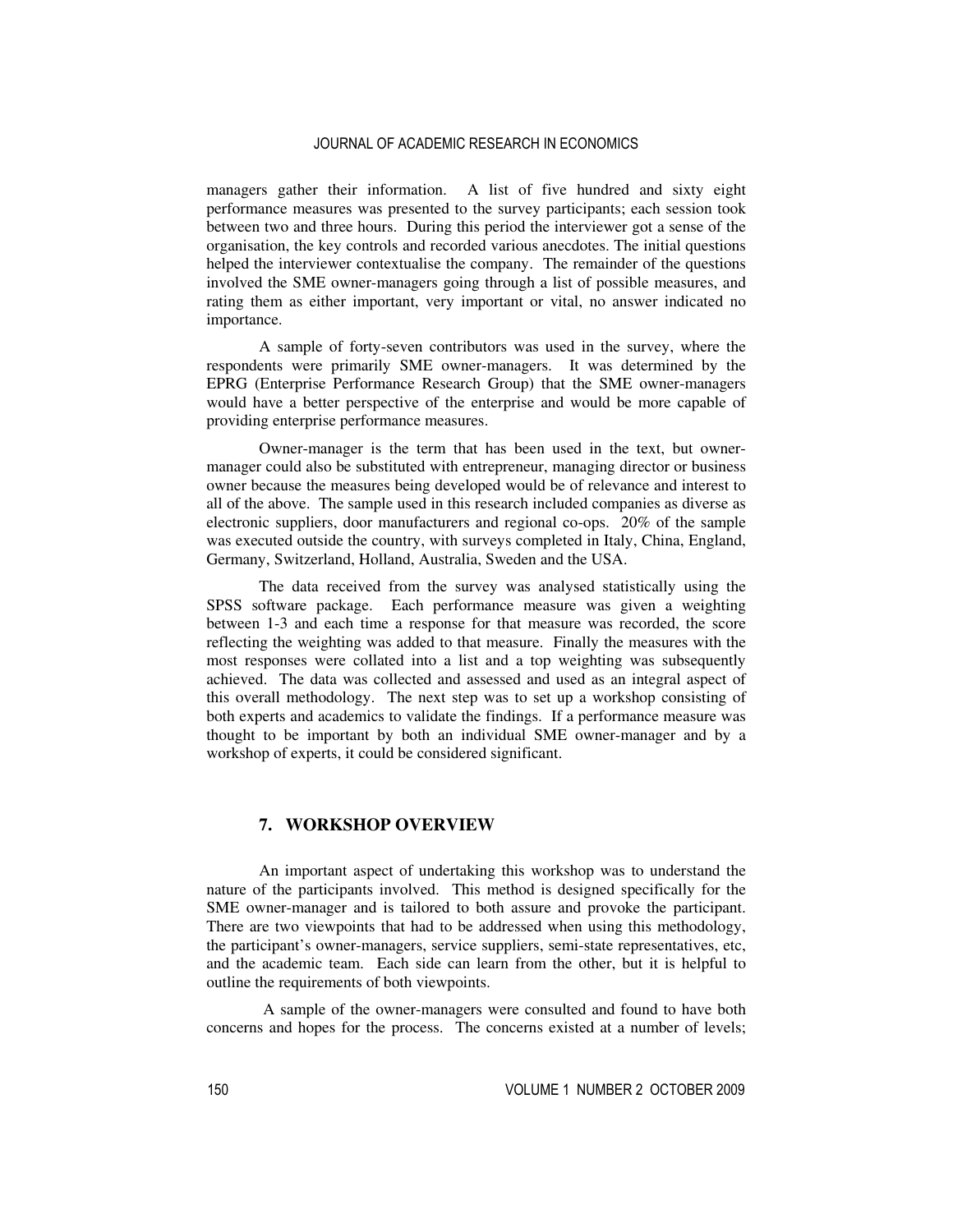managers gather their information. A list of five hundred and sixty eight performance measures was presented to the survey participants; each session took between two and three hours. During this period the interviewer got a sense of the organisation, the key controls and recorded various anecdotes. The initial questions helped the interviewer contextualise the company. The remainder of the questions involved the SME owner-managers going through a list of possible measures, and rating them as either important, very important or vital, no answer indicated no importance.

A sample of forty-seven contributors was used in the survey, where the respondents were primarily SME owner-managers. It was determined by the EPRG (Enterprise Performance Research Group) that the SME owner-managers would have a better perspective of the enterprise and would be more capable of providing enterprise performance measures.

Owner-manager is the term that has been used in the text, but owner-manager could also be substituted with entrepreneur, managing director or business owner because the measures being developed would be of relevance and interest to all of the above. The sample used in this research included companies as diverse as electronic suppliers, door manufacturers and regional co-ops. 20% of the sample was executed outside the country, with surveys completed in Italy, China, England, Germany, Switzerland, Holland, Australia, Sweden and the USA.

The data received from the survey was analysed statistically using the SPSS software package. Each performance measure was given a weighting between 1-3 and each time a response for that measure was recorded, the score reflecting the weighting was added to that measure. Finally the measures with the most responses were collated into a list and a top weighting was subsequently achieved. The data was collected and assessed and used as an integral aspect of this overall methodology. The next step was to set up a workshop consisting of both experts and academics to validate the findings. If a performance measure was thought to be important by both an individual SME owner-manager and by a workshop of experts, it could be considered significant.

## 7. WORKSHOP OVERVIEW

An important aspect of undertaking this workshop was to understand the nature of the participants involved. This method is designed specifically for the SME owner-manager and is tailored to both assure and provoke the participant. There are two viewpoints that had to be addressed when using this methodology, the participant's owner-managers, service suppliers, semi-state representatives, etc, and the academic team. Each side can learn from the other, but it is helpful to outline the requirements of both viewpoints.

A sample of the owner-managers were consulted and found to have both concerns and hopes for the process. The concerns existed at a number of levels;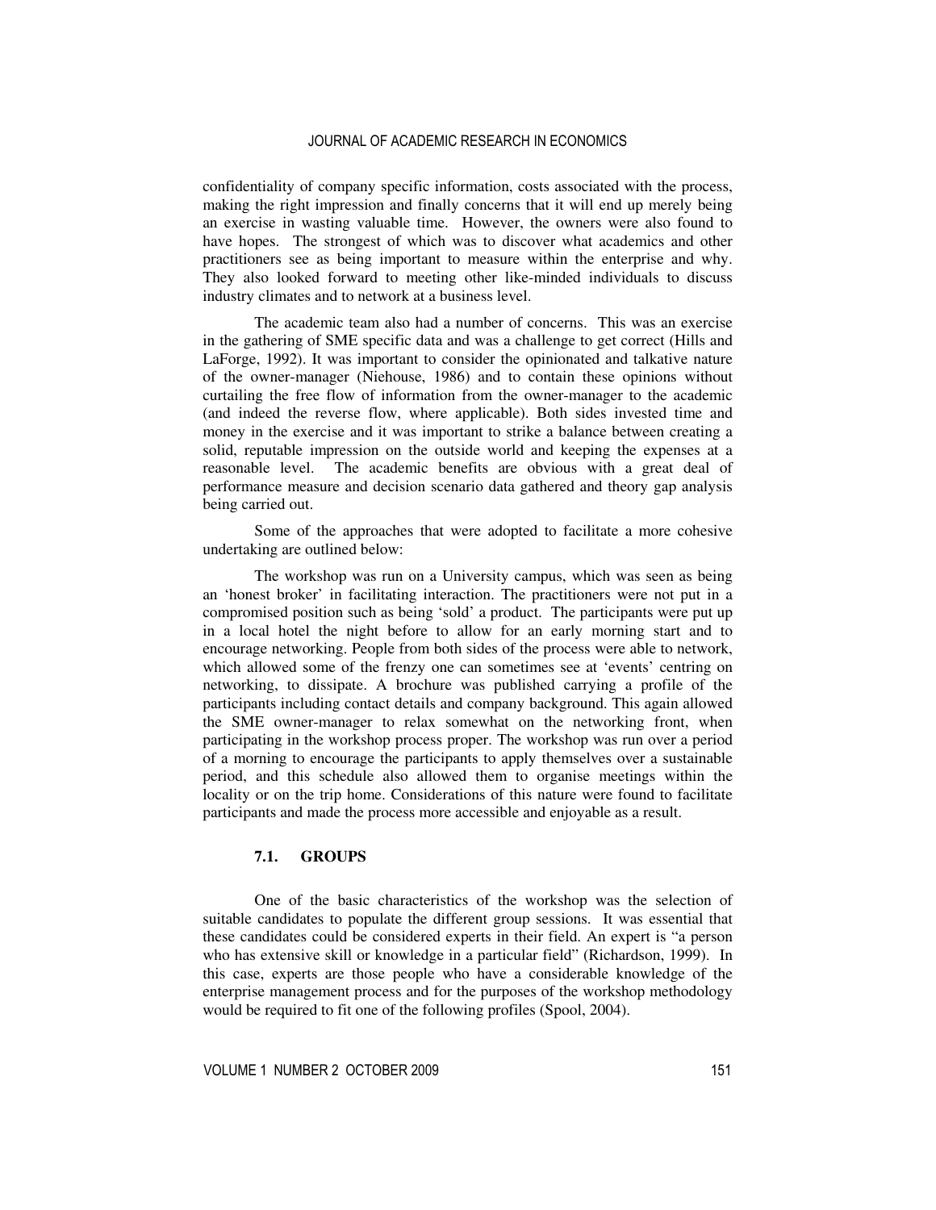confidentiality of company specific information, costs associated with the process, making the right impression and finally concerns that it will end up merely being an exercise in wasting valuable time. However, the owners were also found to have hopes. The strongest of which was to discover what academics and other practitioners see as being important to measure within the enterprise and why. They also looked forward to meeting other like-minded individuals to discuss industry climates and to network at a business level.

The academic team also had a number of concerns. This was an exercise in the gathering of SME specific data and was a challenge to get correct (Hills and LaForge, 1992). It was important to consider the opinionated and talkative nature of the owner-manager (Niehouse, 1986) and to contain these opinions without curtailing the free flow of information from the owner-manager to the academic (and indeed the reverse flow, where applicable). Both sides invested time and money in the exercise and it was important to strike a balance between creating a solid, reputable impression on the outside world and keeping the expenses at a reasonable level. The academic benefits are obvious with a great deal of performance measure and decision scenario data gathered and theory gap analysis being carried out.

Some of the approaches that were adopted to facilitate a more cohesive undertaking are outlined below:

The workshop was run on a University campus, which was seen as being an 'honest broker' in facilitating interaction. The practitioners were not put in a compromised position such as being 'sold' a product. The participants were put up in a local hotel the night before to allow for an early morning start and to encourage networking. People from both sides of the process were able to network, which allowed some of the frenzy one can sometimes see at 'events' centring on networking, to dissipate. A brochure was published carrying a profile of the participants including contact details and company background. This again allowed the SME owner-manager to relax somewhat on the networking front, when participating in the workshop process proper. The workshop was run over a period of a morning to encourage the participants to apply themselves over a sustainable period, and this schedule also allowed them to organise meetings within the locality or on the trip home. Considerations of this nature were found to facilitate participants and made the process more accessible and enjoyable as a result.

### 7.1. GROUPS

One of the basic characteristics of the workshop was the selection of suitable candidates to populate the different group sessions. It was essential that these candidates could be considered experts in their field. An expert is "a person who has extensive skill or knowledge in a particular field" (Richardson, 1999). In this case, experts are those people who have a considerable knowledge of the enterprise management process and for the purposes of the workshop methodology would be required to fit one of the following profiles (Spool, 2004).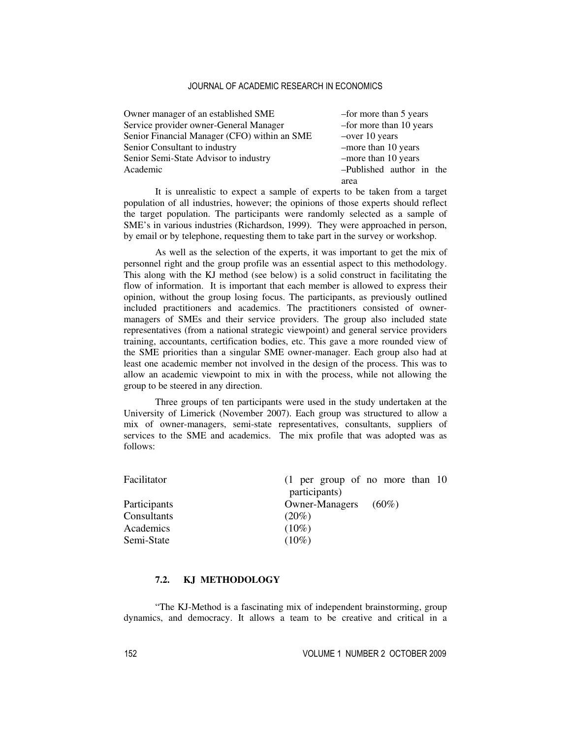| | |
|---|---|
| Owner manager of an established SME | –for more than 5 years |
| Service provider owner-General Manager | –for more than 10 years |
| Senior Financial Manager (CFO) within an SME | –over 10 years |
| Senior Consultant to industry | –more than 10 years |
| Senior Semi-State Advisor to industry | –more than 10 years |
| Academic | –Published author in the area |

It is unrealistic to expect a sample of experts to be taken from a target population of all industries, however; the opinions of those experts should reflect the target population. The participants were randomly selected as a sample of SME's in various industries (Richardson, 1999). They were approached in person, by email or by telephone, requesting them to take part in the survey or workshop.

As well as the selection of the experts, it was important to get the mix of personnel right and the group profile was an essential aspect to this methodology. This along with the KJ method (see below) is a solid construct in facilitating the flow of information. It is important that each member is allowed to express their opinion, without the group losing focus. The participants, as previously outlined included practitioners and academics. The practitioners consisted of owner-managers of SMEs and their service providers. The group also included state representatives (from a national strategic viewpoint) and general service providers training, accountants, certification bodies, etc. This gave a more rounded view of the SME priorities than a singular SME owner-manager. Each group also had at least one academic member not involved in the design of the process. This was to allow an academic viewpoint to mix in with the process, while not allowing the group to be steered in any direction.

Three groups of ten participants were used in the study undertaken at the University of Limerick (November 2007). Each group was structured to allow a mix of owner-managers, semi-state representatives, consultants, suppliers of services to the SME and academics. The mix profile that was adopted was as follows:

| | |
|---|---|
| Facilitator | (1 per group of no more than 10 participants) |
| Participants | Owner-Managers (60%) |
| Consultants | (20%) |
| Academics | (10%) |
| Semi-State | (10%) |

### 7.2. KJ METHODOLOGY

"The KJ-Method is a fascinating mix of independent brainstorming, group dynamics, and democracy. It allows a team to be creative and critical in a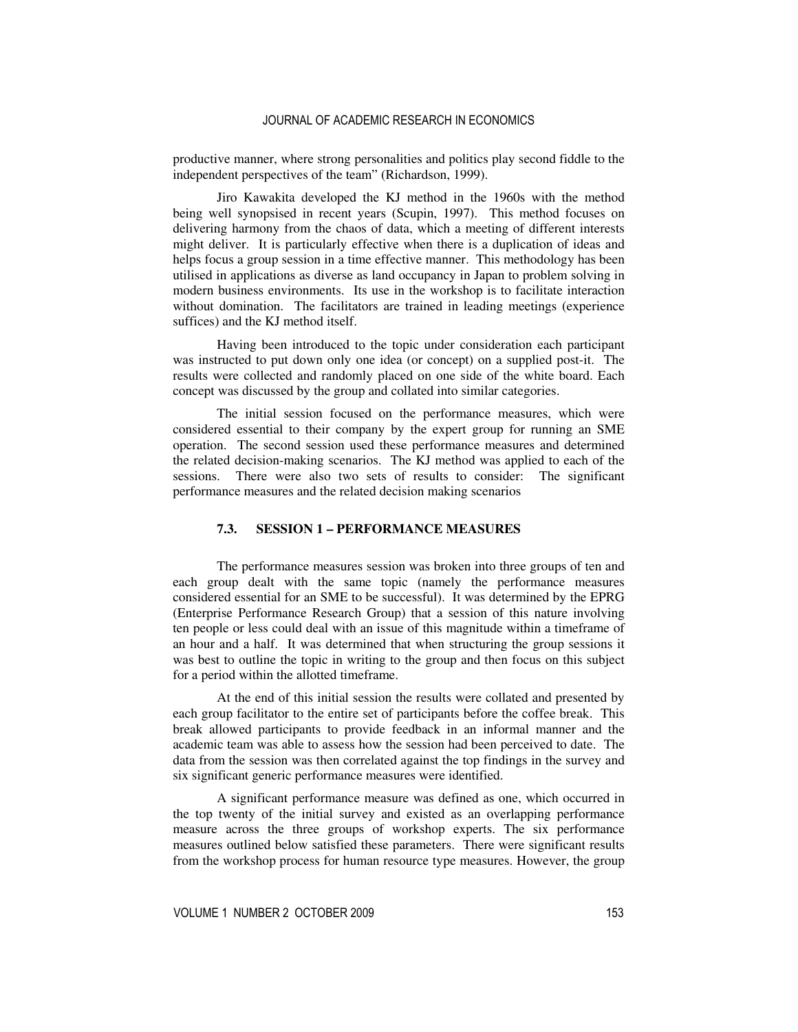productive manner, where strong personalities and politics play second fiddle to the independent perspectives of the team" (Richardson, 1999).

Jiro Kawakita developed the KJ method in the 1960s with the method being well synopsised in recent years (Scupin, 1997). This method focuses on delivering harmony from the chaos of data, which a meeting of different interests might deliver. It is particularly effective when there is a duplication of ideas and helps focus a group session in a time effective manner. This methodology has been utilised in applications as diverse as land occupancy in Japan to problem solving in modern business environments. Its use in the workshop is to facilitate interaction without domination. The facilitators are trained in leading meetings (experience suffices) and the KJ method itself.

Having been introduced to the topic under consideration each participant was instructed to put down only one idea (or concept) on a supplied post-it. The results were collected and randomly placed on one side of the white board. Each concept was discussed by the group and collated into similar categories.

The initial session focused on the performance measures, which were considered essential to their company by the expert group for running an SME operation. The second session used these performance measures and determined the related decision-making scenarios. The KJ method was applied to each of the sessions. There were also two sets of results to consider: The significant performance measures and the related decision making scenarios

### 7.3. SESSION 1 – PERFORMANCE MEASURES

The performance measures session was broken into three groups of ten and each group dealt with the same topic (namely the performance measures considered essential for an SME to be successful). It was determined by the EPRG (Enterprise Performance Research Group) that a session of this nature involving ten people or less could deal with an issue of this magnitude within a timeframe of an hour and a half. It was determined that when structuring the group sessions it was best to outline the topic in writing to the group and then focus on this subject for a period within the allotted timeframe.

At the end of this initial session the results were collated and presented by each group facilitator to the entire set of participants before the coffee break. This break allowed participants to provide feedback in an informal manner and the academic team was able to assess how the session had been perceived to date. The data from the session was then correlated against the top findings in the survey and six significant generic performance measures were identified.

A significant performance measure was defined as one, which occurred in the top twenty of the initial survey and existed as an overlapping performance measure across the three groups of workshop experts. The six performance measures outlined below satisfied these parameters. There were significant results from the workshop process for human resource type measures. However, the group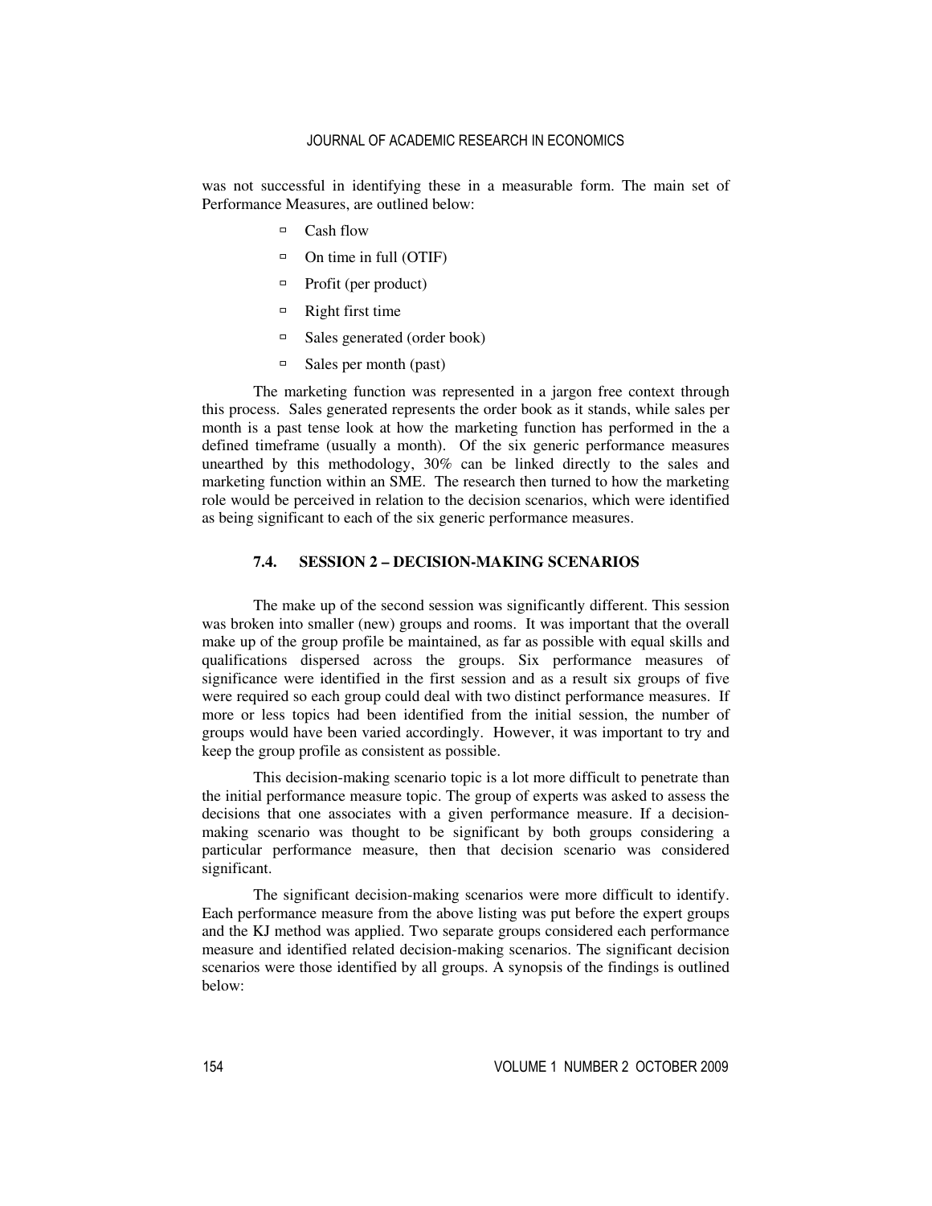was not successful in identifying these in a measurable form. The main set of Performance Measures, are outlined below:

- Cash flow
- On time in full (OTIF)
- Profit (per product)
- Right first time
- Sales generated (order book)
- Sales per month (past)

The marketing function was represented in a jargon free context through this process. Sales generated represents the order book as it stands, while sales per month is a past tense look at how the marketing function has performed in the a defined timeframe (usually a month). Of the six generic performance measures unearthed by this methodology, 30% can be linked directly to the sales and marketing function within an SME. The research then turned to how the marketing role would be perceived in relation to the decision scenarios, which were identified as being significant to each of the six generic performance measures.

### 7.4. SESSION 2 – DECISION-MAKING SCENARIOS

The make up of the second session was significantly different. This session was broken into smaller (new) groups and rooms. It was important that the overall make up of the group profile be maintained, as far as possible with equal skills and qualifications dispersed across the groups. Six performance measures of significance were identified in the first session and as a result six groups of five were required so each group could deal with two distinct performance measures. If more or less topics had been identified from the initial session, the number of groups would have been varied accordingly. However, it was important to try and keep the group profile as consistent as possible.

This decision-making scenario topic is a lot more difficult to penetrate than the initial performance measure topic. The group of experts was asked to assess the decisions that one associates with a given performance measure. If a decision-making scenario was thought to be significant by both groups considering a particular performance measure, then that decision scenario was considered significant.

The significant decision-making scenarios were more difficult to identify. Each performance measure from the above listing was put before the expert groups and the KJ method was applied. Two separate groups considered each performance measure and identified related decision-making scenarios. The significant decision scenarios were those identified by all groups. A synopsis of the findings is outlined below: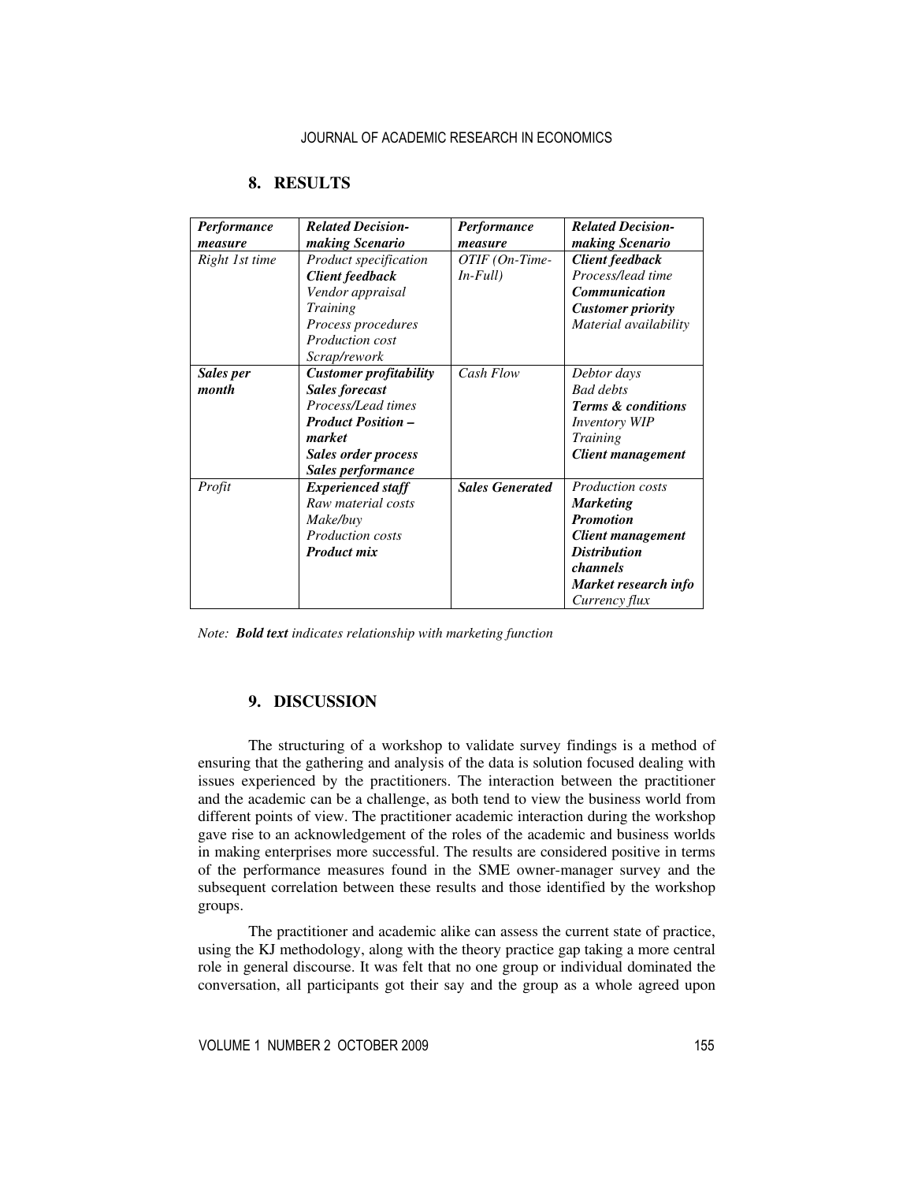## 8. RESULTS

| *Performance measure* | *Related Decision-making Scenario* | *Performance measure* | *Related Decision-making Scenario* |
|---|---|---|---|
| *Right 1st time* | *Product specification*<br>***Client feedback***<br>*Vendor appraisal*<br>*Training*<br>*Process procedures*<br>*Production cost*<br>*Scrap/rework* | *OTIF (On-Time-In-Full)* | ***Client feedback***<br>*Process/lead time*<br>***Communication***<br>***Customer priority***<br>*Material availability* |
| ***Sales per month*** | ***Customer profitability***<br>***Sales forecast***<br>*Process/Lead times*<br>***Product Position – market***<br>***Sales order process***<br>***Sales performance*** | *Cash Flow* | *Debtor days*<br>*Bad debts*<br>***Terms & conditions***<br>*Inventory WIP*<br>*Training*<br>***Client management*** |
| *Profit* | ***Experienced staff***<br>*Raw material costs*<br>*Make/buy*<br>*Production costs*<br>***Product mix*** | ***Sales Generated*** | *Production costs*<br>***Marketing***<br>***Promotion***<br>***Client management***<br>***Distribution channels***<br>***Market research info***<br>*Currency flux* |

*Note:* ***Bold text*** *indicates relationship with marketing function*

## 9. DISCUSSION

The structuring of a workshop to validate survey findings is a method of ensuring that the gathering and analysis of the data is solution focused dealing with issues experienced by the practitioners. The interaction between the practitioner and the academic can be a challenge, as both tend to view the business world from different points of view. The practitioner academic interaction during the workshop gave rise to an acknowledgement of the roles of the academic and business worlds in making enterprises more successful. The results are considered positive in terms of the performance measures found in the SME owner-manager survey and the subsequent correlation between these results and those identified by the workshop groups.

The practitioner and academic alike can assess the current state of practice, using the KJ methodology, along with the theory practice gap taking a more central role in general discourse. It was felt that no one group or individual dominated the conversation, all participants got their say and the group as a whole agreed upon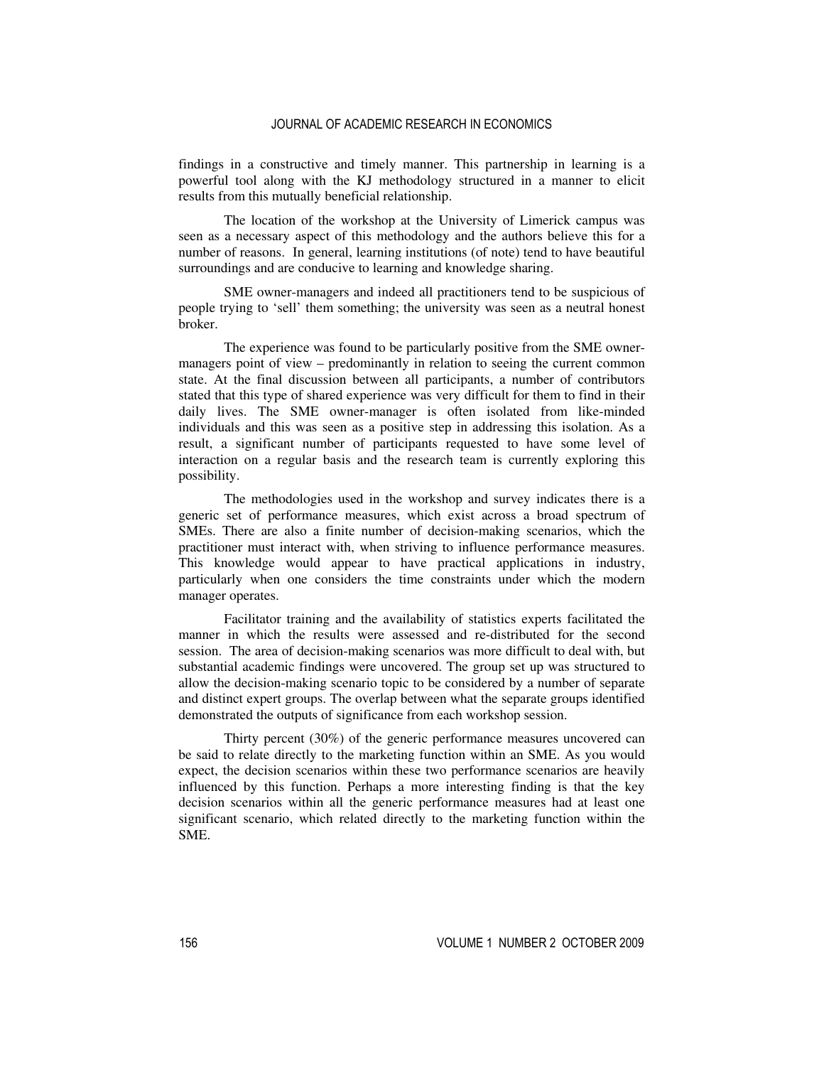findings in a constructive and timely manner. This partnership in learning is a powerful tool along with the KJ methodology structured in a manner to elicit results from this mutually beneficial relationship.

The location of the workshop at the University of Limerick campus was seen as a necessary aspect of this methodology and the authors believe this for a number of reasons. In general, learning institutions (of note) tend to have beautiful surroundings and are conducive to learning and knowledge sharing.

SME owner-managers and indeed all practitioners tend to be suspicious of people trying to 'sell' them something; the university was seen as a neutral honest broker.

The experience was found to be particularly positive from the SME owner-managers point of view – predominantly in relation to seeing the current common state. At the final discussion between all participants, a number of contributors stated that this type of shared experience was very difficult for them to find in their daily lives. The SME owner-manager is often isolated from like-minded individuals and this was seen as a positive step in addressing this isolation. As a result, a significant number of participants requested to have some level of interaction on a regular basis and the research team is currently exploring this possibility.

The methodologies used in the workshop and survey indicates there is a generic set of performance measures, which exist across a broad spectrum of SMEs. There are also a finite number of decision-making scenarios, which the practitioner must interact with, when striving to influence performance measures. This knowledge would appear to have practical applications in industry, particularly when one considers the time constraints under which the modern manager operates.

Facilitator training and the availability of statistics experts facilitated the manner in which the results were assessed and re-distributed for the second session. The area of decision-making scenarios was more difficult to deal with, but substantial academic findings were uncovered. The group set up was structured to allow the decision-making scenario topic to be considered by a number of separate and distinct expert groups. The overlap between what the separate groups identified demonstrated the outputs of significance from each workshop session.

Thirty percent (30%) of the generic performance measures uncovered can be said to relate directly to the marketing function within an SME. As you would expect, the decision scenarios within these two performance scenarios are heavily influenced by this function. Perhaps a more interesting finding is that the key decision scenarios within all the generic performance measures had at least one significant scenario, which related directly to the marketing function within the SME.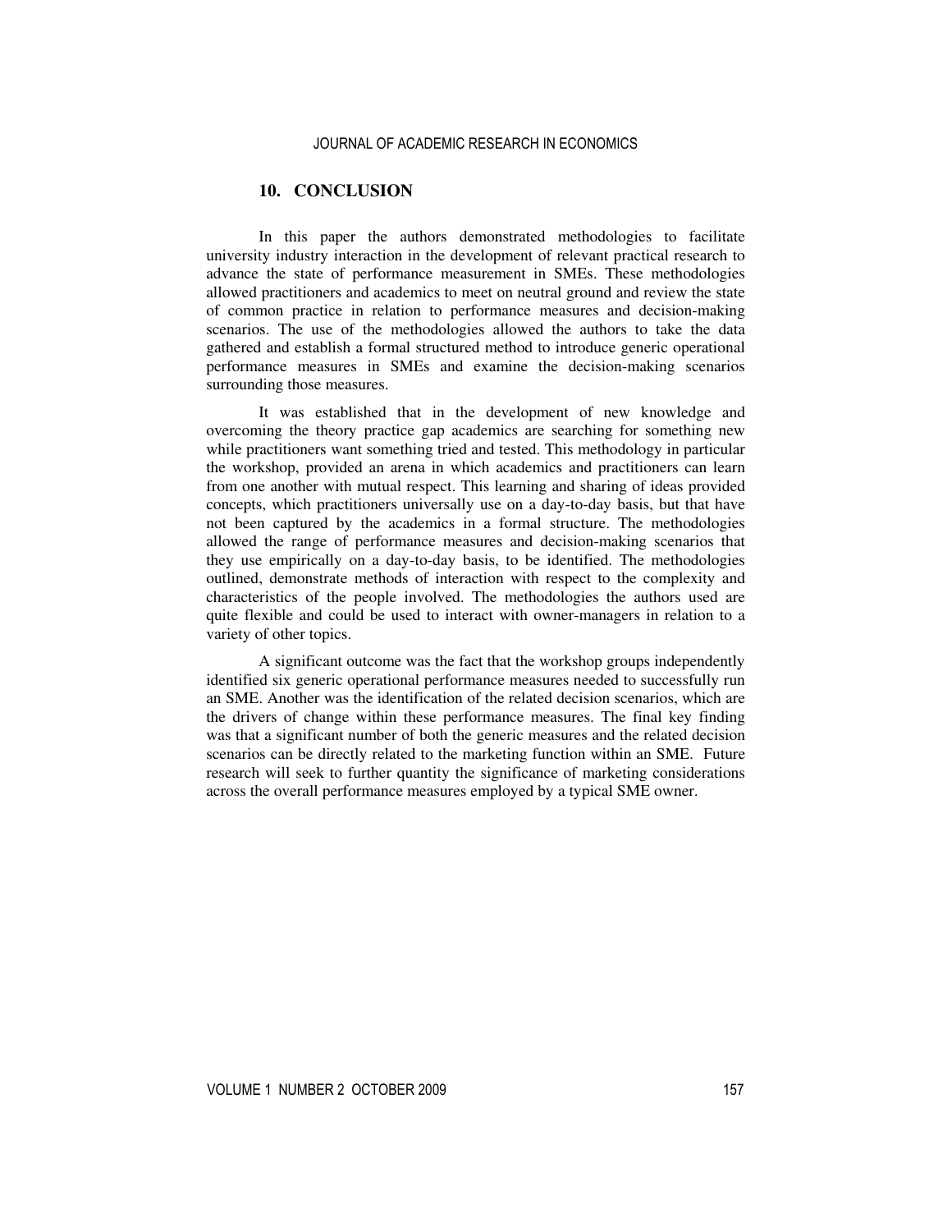## 10. CONCLUSION

In this paper the authors demonstrated methodologies to facilitate university industry interaction in the development of relevant practical research to advance the state of performance measurement in SMEs. These methodologies allowed practitioners and academics to meet on neutral ground and review the state of common practice in relation to performance measures and decision-making scenarios. The use of the methodologies allowed the authors to take the data gathered and establish a formal structured method to introduce generic operational performance measures in SMEs and examine the decision-making scenarios surrounding those measures.

It was established that in the development of new knowledge and overcoming the theory practice gap academics are searching for something new while practitioners want something tried and tested. This methodology in particular the workshop, provided an arena in which academics and practitioners can learn from one another with mutual respect. This learning and sharing of ideas provided concepts, which practitioners universally use on a day-to-day basis, but that have not been captured by the academics in a formal structure. The methodologies allowed the range of performance measures and decision-making scenarios that they use empirically on a day-to-day basis, to be identified. The methodologies outlined, demonstrate methods of interaction with respect to the complexity and characteristics of the people involved. The methodologies the authors used are quite flexible and could be used to interact with owner-managers in relation to a variety of other topics.

A significant outcome was the fact that the workshop groups independently identified six generic operational performance measures needed to successfully run an SME. Another was the identification of the related decision scenarios, which are the drivers of change within these performance measures. The final key finding was that a significant number of both the generic measures and the related decision scenarios can be directly related to the marketing function within an SME. Future research will seek to further quantity the significance of marketing considerations across the overall performance measures employed by a typical SME owner.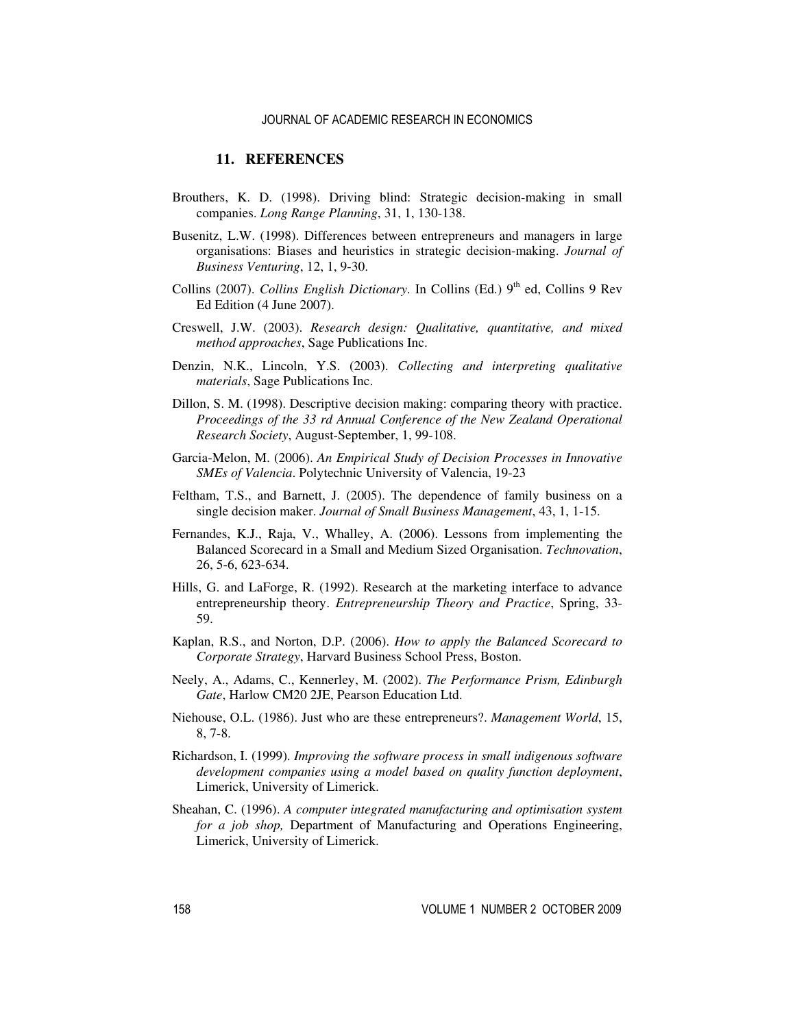## 11. REFERENCES

Brouthers, K. D. (1998). Driving blind: Strategic decision-making in small companies. *Long Range Planning*, 31, 1, 130-138.

Busenitz, L.W. (1998). Differences between entrepreneurs and managers in large organisations: Biases and heuristics in strategic decision-making. *Journal of Business Venturing*, 12, 1, 9-30.

Collins (2007). *Collins English Dictionary*. In Collins (Ed.) 9th ed, Collins 9 Rev Ed Edition (4 June 2007).

Creswell, J.W. (2003). *Research design: Qualitative, quantitative, and mixed method approaches*, Sage Publications Inc.

Denzin, N.K., Lincoln, Y.S. (2003). *Collecting and interpreting qualitative materials*, Sage Publications Inc.

Dillon, S. M. (1998). Descriptive decision making: comparing theory with practice. *Proceedings of the 33 rd Annual Conference of the New Zealand Operational Research Society*, August-September, 1, 99-108.

Garcia-Melon, M. (2006). *An Empirical Study of Decision Processes in Innovative SMEs of Valencia*. Polytechnic University of Valencia, 19-23

Feltham, T.S., and Barnett, J. (2005). The dependence of family business on a single decision maker. *Journal of Small Business Management*, 43, 1, 1-15.

Fernandes, K.J., Raja, V., Whalley, A. (2006). Lessons from implementing the Balanced Scorecard in a Small and Medium Sized Organisation. *Technovation*, 26, 5-6, 623-634.

Hills, G. and LaForge, R. (1992). Research at the marketing interface to advance entrepreneurship theory. *Entrepreneurship Theory and Practice*, Spring, 33-59.

Kaplan, R.S., and Norton, D.P. (2006). *How to apply the Balanced Scorecard to Corporate Strategy*, Harvard Business School Press, Boston.

Neely, A., Adams, C., Kennerley, M. (2002). *The Performance Prism, Edinburgh Gate*, Harlow CM20 2JE, Pearson Education Ltd.

Niehouse, O.L. (1986). Just who are these entrepreneurs?. *Management World*, 15, 8, 7-8.

Richardson, I. (1999). *Improving the software process in small indigenous software development companies using a model based on quality function deployment*, Limerick, University of Limerick.

Sheahan, C. (1996). *A computer integrated manufacturing and optimisation system for a job shop,* Department of Manufacturing and Operations Engineering, Limerick, University of Limerick.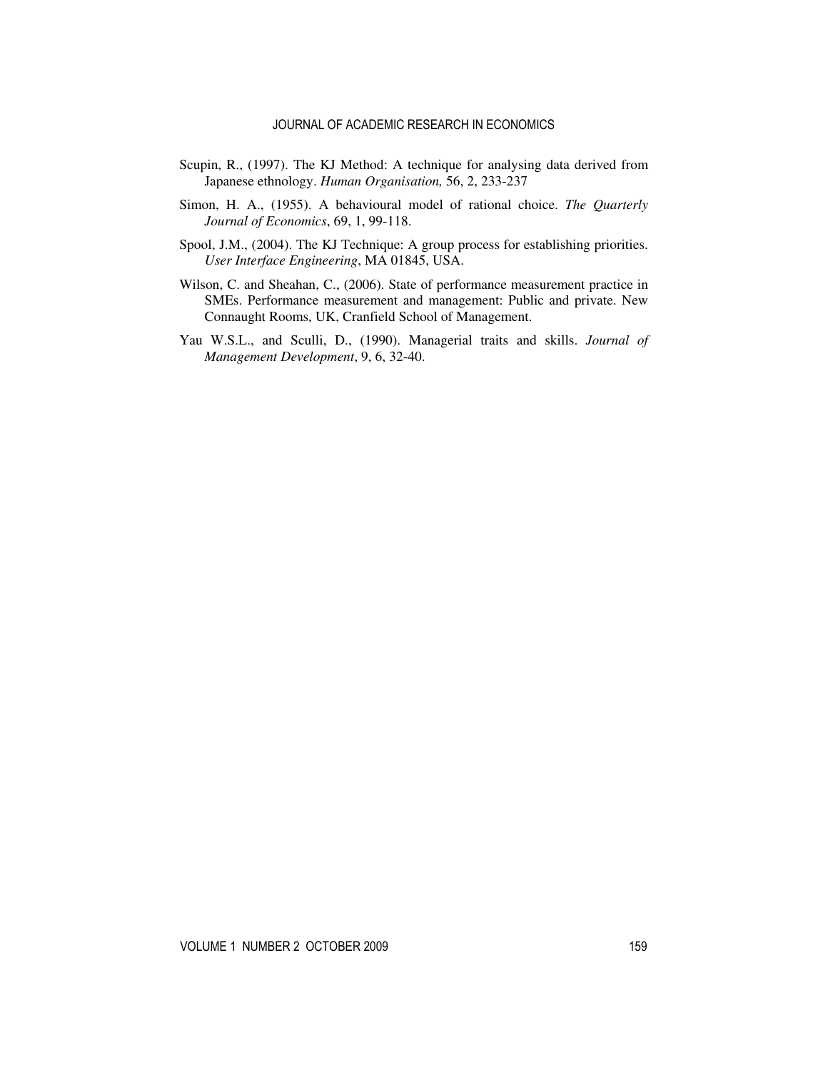Scupin, R., (1997). The KJ Method: A technique for analysing data derived from Japanese ethnology. *Human Organisation,* 56, 2, 233-237

Simon, H. A., (1955). A behavioural model of rational choice. *The Quarterly Journal of Economics*, 69, 1, 99-118.

Spool, J.M., (2004). The KJ Technique: A group process for establishing priorities. *User Interface Engineering*, MA 01845, USA.

Wilson, C. and Sheahan, C., (2006). State of performance measurement practice in SMEs. Performance measurement and management: Public and private. New Connaught Rooms, UK, Cranfield School of Management.

Yau W.S.L., and Sculli, D., (1990). Managerial traits and skills. *Journal of Management Development*, 9, 6, 32-40.